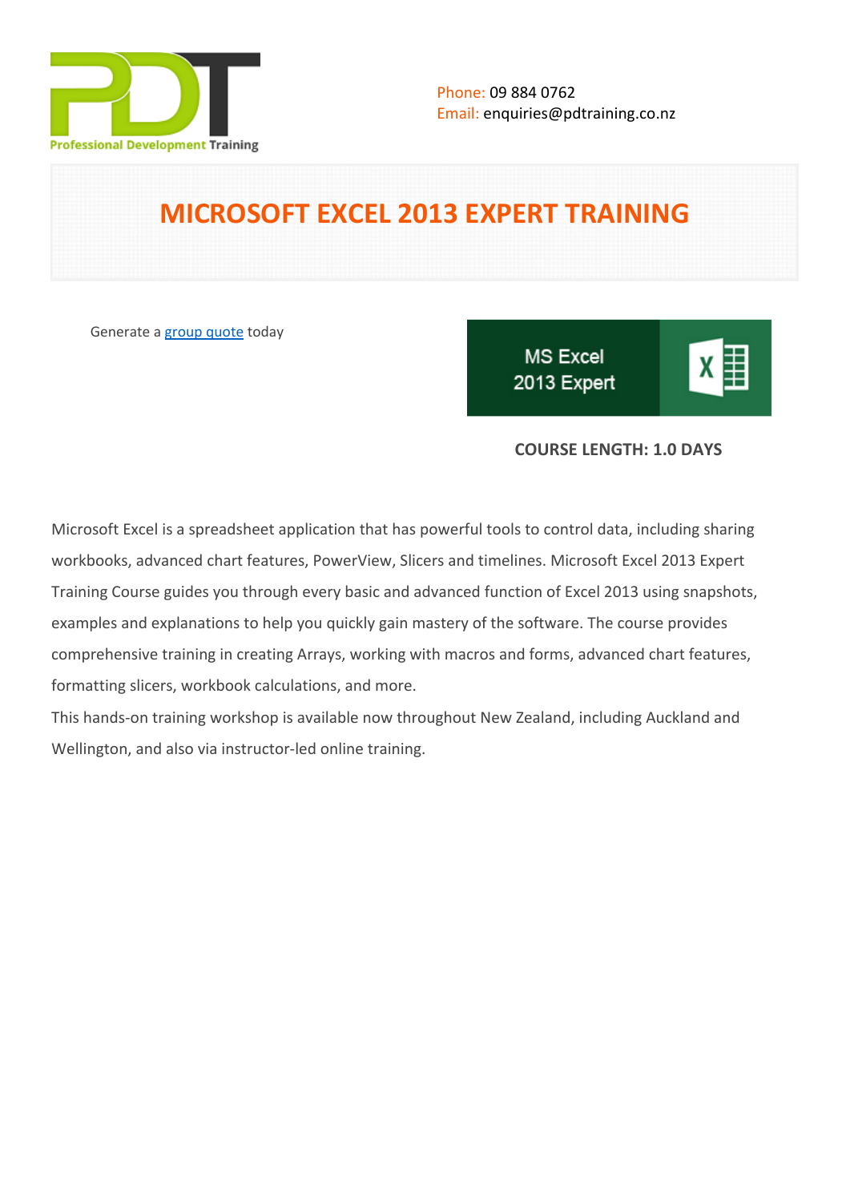Professional Development Training

Phone: 09 884 0762
Email: enquiries@pdtraining.co.nz

# MICROSOFT EXCEL 2013 EXPERT TRAINING

Generate a [group quote](group quote) today

MS Excel 2013 Expert

**COURSE LENGTH: 1.0 DAYS**

Microsoft Excel is a spreadsheet application that has powerful tools to control data, including sharing workbooks, advanced chart features, PowerView, Slicers and timelines. Microsoft Excel 2013 Expert Training Course guides you through every basic and advanced function of Excel 2013 using snapshots, examples and explanations to help you quickly gain mastery of the software. The course provides comprehensive training in creating Arrays, working with macros and forms, advanced chart features, formatting slicers, workbook calculations, and more.

This hands-on training workshop is available now throughout New Zealand, including Auckland and Wellington, and also via instructor-led online training.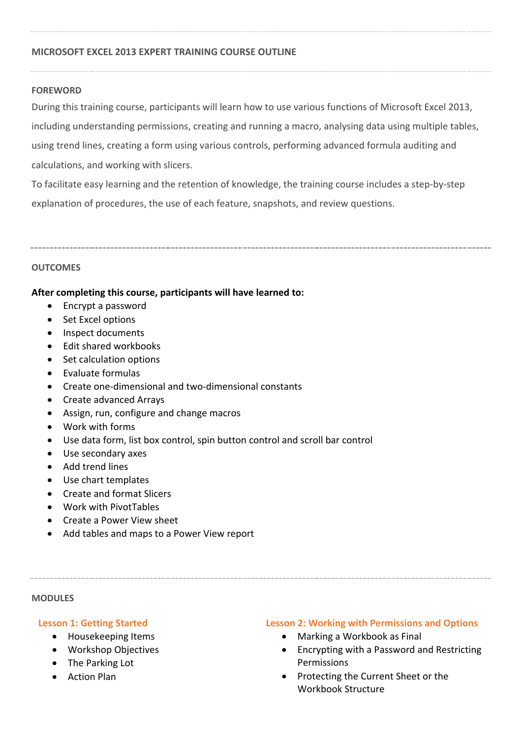## MICROSOFT EXCEL 2013 EXPERT TRAINING COURSE OUTLINE

### FOREWORD

During this training course, participants will learn how to use various functions of Microsoft Excel 2013, including understanding permissions, creating and running a macro, analysing data using multiple tables, using trend lines, creating a form using various controls, performing advanced formula auditing and calculations, and working with slicers.

To facilitate easy learning and the retention of knowledge, the training course includes a step-by-step explanation of procedures, the use of each feature, snapshots, and review questions.

### OUTCOMES

**After completing this course, participants will have learned to:**

- Encrypt a password
- Set Excel options
- Inspect documents
- Edit shared workbooks
- Set calculation options
- Evaluate formulas
- Create one-dimensional and two-dimensional constants
- Create advanced Arrays
- Assign, run, configure and change macros
- Work with forms
- Use data form, list box control, spin button control and scroll bar control
- Use secondary axes
- Add trend lines
- Use chart templates
- Create and format Slicers
- Work with PivotTables
- Create a Power View sheet
- Add tables and maps to a Power View report

### MODULES

#### Lesson 1: Getting Started

- Housekeeping Items
- Workshop Objectives
- The Parking Lot
- Action Plan

#### Lesson 2: Working with Permissions and Options

- Marking a Workbook as Final
- Encrypting with a Password and Restricting Permissions
- Protecting the Current Sheet or the Workbook Structure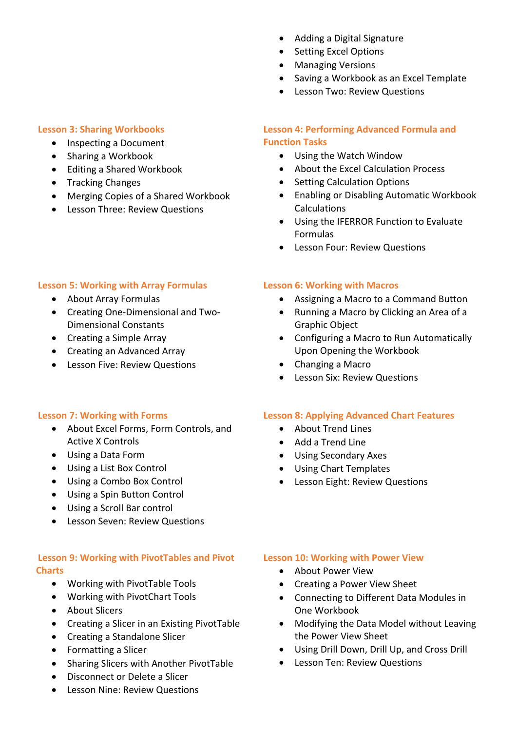- Adding a Digital Signature
- Setting Excel Options
- Managing Versions
- Saving a Workbook as an Excel Template
- Lesson Two: Review Questions

### Lesson 3: Sharing Workbooks

- Inspecting a Document
- Sharing a Workbook
- Editing a Shared Workbook
- Tracking Changes
- Merging Copies of a Shared Workbook
- Lesson Three: Review Questions

### Lesson 4: Performing Advanced Formula and Function Tasks

- Using the Watch Window
- About the Excel Calculation Process
- Setting Calculation Options
- Enabling or Disabling Automatic Workbook Calculations
- Using the IFERROR Function to Evaluate Formulas
- Lesson Four: Review Questions

### Lesson 5: Working with Array Formulas

- About Array Formulas
- Creating One-Dimensional and Two-Dimensional Constants
- Creating a Simple Array
- Creating an Advanced Array
- Lesson Five: Review Questions

### Lesson 6: Working with Macros

- Assigning a Macro to a Command Button
- Running a Macro by Clicking an Area of a Graphic Object
- Configuring a Macro to Run Automatically Upon Opening the Workbook
- Changing a Macro
- Lesson Six: Review Questions

### Lesson 7: Working with Forms

- About Excel Forms, Form Controls, and Active X Controls
- Using a Data Form
- Using a List Box Control
- Using a Combo Box Control
- Using a Spin Button Control
- Using a Scroll Bar control
- Lesson Seven: Review Questions

### Lesson 8: Applying Advanced Chart Features

- About Trend Lines
- Add a Trend Line
- Using Secondary Axes
- Using Chart Templates
- Lesson Eight: Review Questions

### Lesson 9: Working with PivotTables and Pivot Charts

- Working with PivotTable Tools
- Working with PivotChart Tools
- About Slicers
- Creating a Slicer in an Existing PivotTable
- Creating a Standalone Slicer
- Formatting a Slicer
- Sharing Slicers with Another PivotTable
- Disconnect or Delete a Slicer
- Lesson Nine: Review Questions

### Lesson 10: Working with Power View

- About Power View
- Creating a Power View Sheet
- Connecting to Different Data Modules in One Workbook
- Modifying the Data Model without Leaving the Power View Sheet
- Using Drill Down, Drill Up, and Cross Drill
- Lesson Ten: Review Questions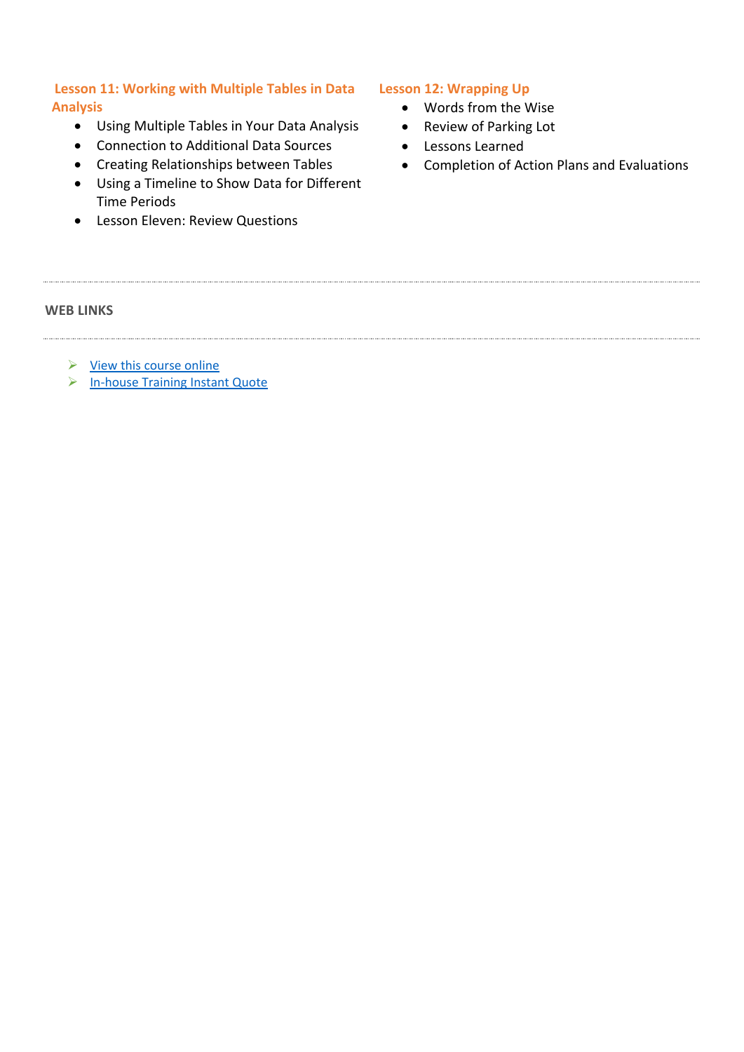### Lesson 11: Working with Multiple Tables in Data Analysis

- Using Multiple Tables in Your Data Analysis
- Connection to Additional Data Sources
- Creating Relationships between Tables
- Using a Timeline to Show Data for Different Time Periods
- Lesson Eleven: Review Questions

### Lesson 12: Wrapping Up

- Words from the Wise
- Review of Parking Lot
- Lessons Learned
- Completion of Action Plans and Evaluations

---

**WEB LINKS**

---

- View this course online
- In-house Training Instant Quote